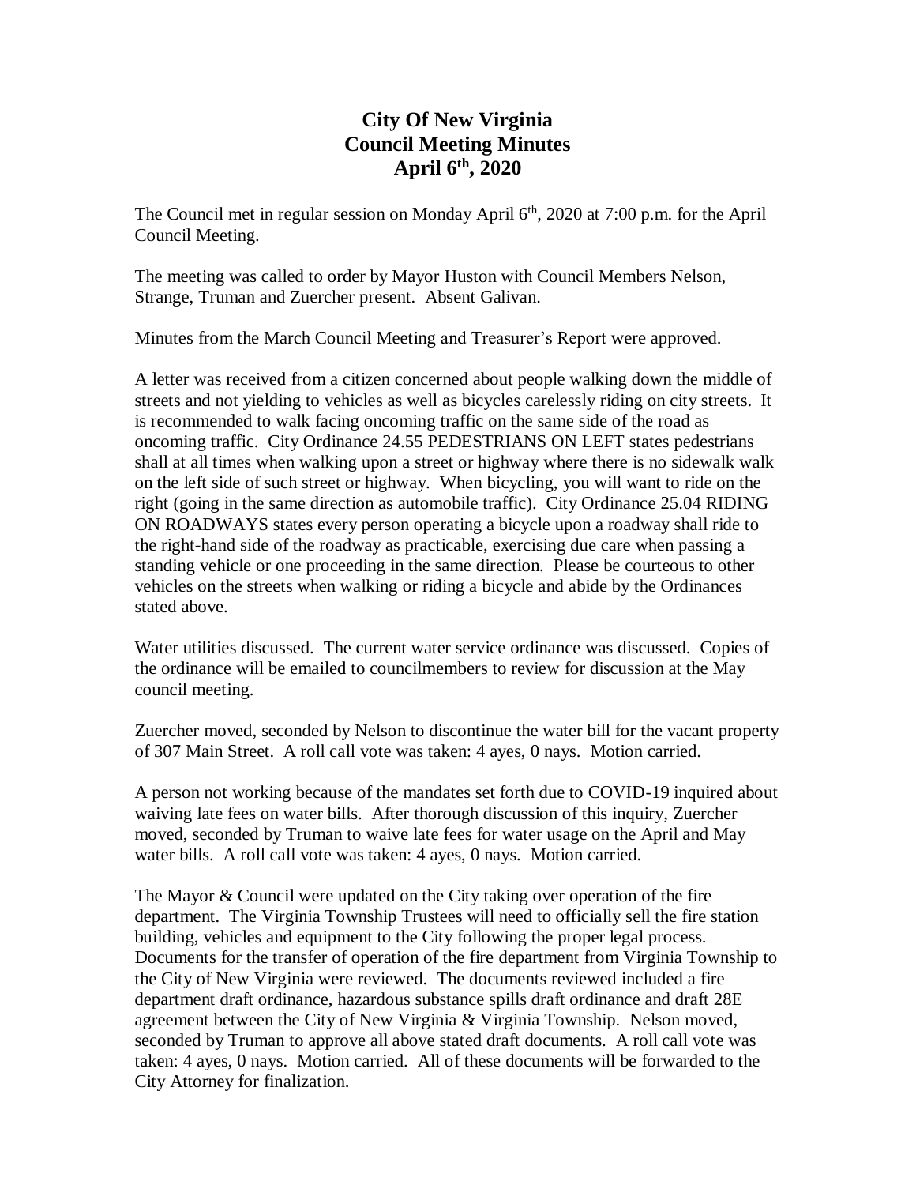# City Of New Virginia
# Council Meeting Minutes
# April 6th, 2020

The Council met in regular session on Monday April 6th, 2020 at 7:00 p.m. for the April Council Meeting.

The meeting was called to order by Mayor Huston with Council Members Nelson, Strange, Truman and Zuercher present. Absent Galivan.

Minutes from the March Council Meeting and Treasurer's Report were approved.

A letter was received from a citizen concerned about people walking down the middle of streets and not yielding to vehicles as well as bicycles carelessly riding on city streets. It is recommended to walk facing oncoming traffic on the same side of the road as oncoming traffic. City Ordinance 24.55 PEDESTRIANS ON LEFT states pedestrians shall at all times when walking upon a street or highway where there is no sidewalk walk on the left side of such street or highway. When bicycling, you will want to ride on the right (going in the same direction as automobile traffic). City Ordinance 25.04 RIDING ON ROADWAYS states every person operating a bicycle upon a roadway shall ride to the right-hand side of the roadway as practicable, exercising due care when passing a standing vehicle or one proceeding in the same direction. Please be courteous to other vehicles on the streets when walking or riding a bicycle and abide by the Ordinances stated above.

Water utilities discussed. The current water service ordinance was discussed. Copies of the ordinance will be emailed to councilmembers to review for discussion at the May council meeting.

Zuercher moved, seconded by Nelson to discontinue the water bill for the vacant property of 307 Main Street. A roll call vote was taken: 4 ayes, 0 nays. Motion carried.

A person not working because of the mandates set forth due to COVID-19 inquired about waiving late fees on water bills. After thorough discussion of this inquiry, Zuercher moved, seconded by Truman to waive late fees for water usage on the April and May water bills. A roll call vote was taken: 4 ayes, 0 nays. Motion carried.

The Mayor & Council were updated on the City taking over operation of the fire department. The Virginia Township Trustees will need to officially sell the fire station building, vehicles and equipment to the City following the proper legal process. Documents for the transfer of operation of the fire department from Virginia Township to the City of New Virginia were reviewed. The documents reviewed included a fire department draft ordinance, hazardous substance spills draft ordinance and draft 28E agreement between the City of New Virginia & Virginia Township. Nelson moved, seconded by Truman to approve all above stated draft documents. A roll call vote was taken: 4 ayes, 0 nays. Motion carried. All of these documents will be forwarded to the City Attorney for finalization.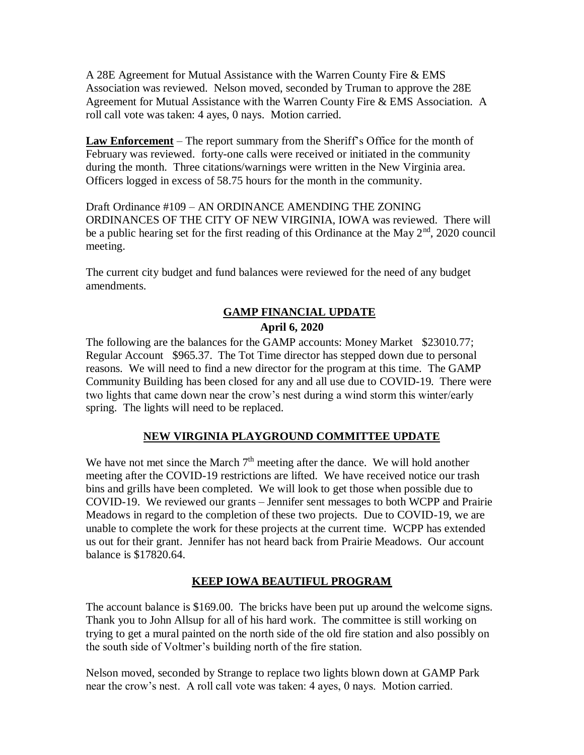A 28E Agreement for Mutual Assistance with the Warren County Fire & EMS Association was reviewed. Nelson moved, seconded by Truman to approve the 28E Agreement for Mutual Assistance with the Warren County Fire & EMS Association. A roll call vote was taken: 4 ayes, 0 nays. Motion carried.

**Law Enforcement** – The report summary from the Sheriff's Office for the month of February was reviewed. forty-one calls were received or initiated in the community during the month. Three citations/warnings were written in the New Virginia area. Officers logged in excess of 58.75 hours for the month in the community.

Draft Ordinance #109 – AN ORDINANCE AMENDING THE ZONING ORDINANCES OF THE CITY OF NEW VIRGINIA, IOWA was reviewed. There will be a public hearing set for the first reading of this Ordinance at the May 2nd, 2020 council meeting.

The current city budget and fund balances were reviewed for the need of any budget amendments.

## GAMP FINANCIAL UPDATE

**April 6, 2020**

The following are the balances for the GAMP accounts: Money Market $23010.77; Regular Account $965.37. The Tot Time director has stepped down due to personal reasons. We will need to find a new director for the program at this time. The GAMP Community Building has been closed for any and all use due to COVID-19. There were two lights that came down near the crow's nest during a wind storm this winter/early spring. The lights will need to be replaced.

## NEW VIRGINIA PLAYGROUND COMMITTEE UPDATE

We have not met since the March 7th meeting after the dance. We will hold another meeting after the COVID-19 restrictions are lifted. We have received notice our trash bins and grills have been completed. We will look to get those when possible due to COVID-19. We reviewed our grants – Jennifer sent messages to both WCPP and Prairie Meadows in regard to the completion of these two projects. Due to COVID-19, we are unable to complete the work for these projects at the current time. WCPP has extended us out for their grant. Jennifer has not heard back from Prairie Meadows. Our account balance is $17820.64.

## KEEP IOWA BEAUTIFUL PROGRAM

The account balance is $169.00. The bricks have been put up around the welcome signs. Thank you to John Allsup for all of his hard work. The committee is still working on trying to get a mural painted on the north side of the old fire station and also possibly on the south side of Voltmer's building north of the fire station.

Nelson moved, seconded by Strange to replace two lights blown down at GAMP Park near the crow's nest. A roll call vote was taken: 4 ayes, 0 nays. Motion carried.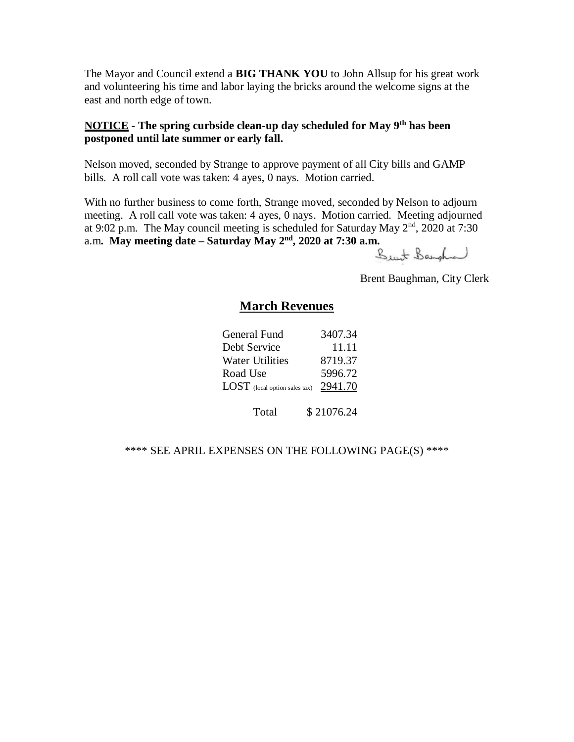The Mayor and Council extend a **BIG THANK YOU** to John Allsup for his great work and volunteering his time and labor laying the bricks around the welcome signs at the east and north edge of town.

**NOTICE - The spring curbside clean-up day scheduled for May 9th has been postponed until late summer or early fall.**

Nelson moved, seconded by Strange to approve payment of all City bills and GAMP bills. A roll call vote was taken: 4 ayes, 0 nays. Motion carried.

With no further business to come forth, Strange moved, seconded by Nelson to adjourn meeting. A roll call vote was taken: 4 ayes, 0 nays. Motion carried. Meeting adjourned at 9:02 p.m. The May council meeting is scheduled for Saturday May 2nd, 2020 at 7:30 a.m. **May meeting date – Saturday May 2nd, 2020 at 7:30 a.m.**

Brent Baughman, City Clerk

## March Revenues

| | |
|---|---|
| General Fund | 3407.34 |
| Debt Service | 11.11 |
| Water Utilities | 8719.37 |
| Road Use | 5996.72 |
| LOST (local option sales tax) | 2941.70 |
| Total | $ 21076.24 |

\*\*\*\* SEE APRIL EXPENSES ON THE FOLLOWING PAGE(S) \*\*\*\*